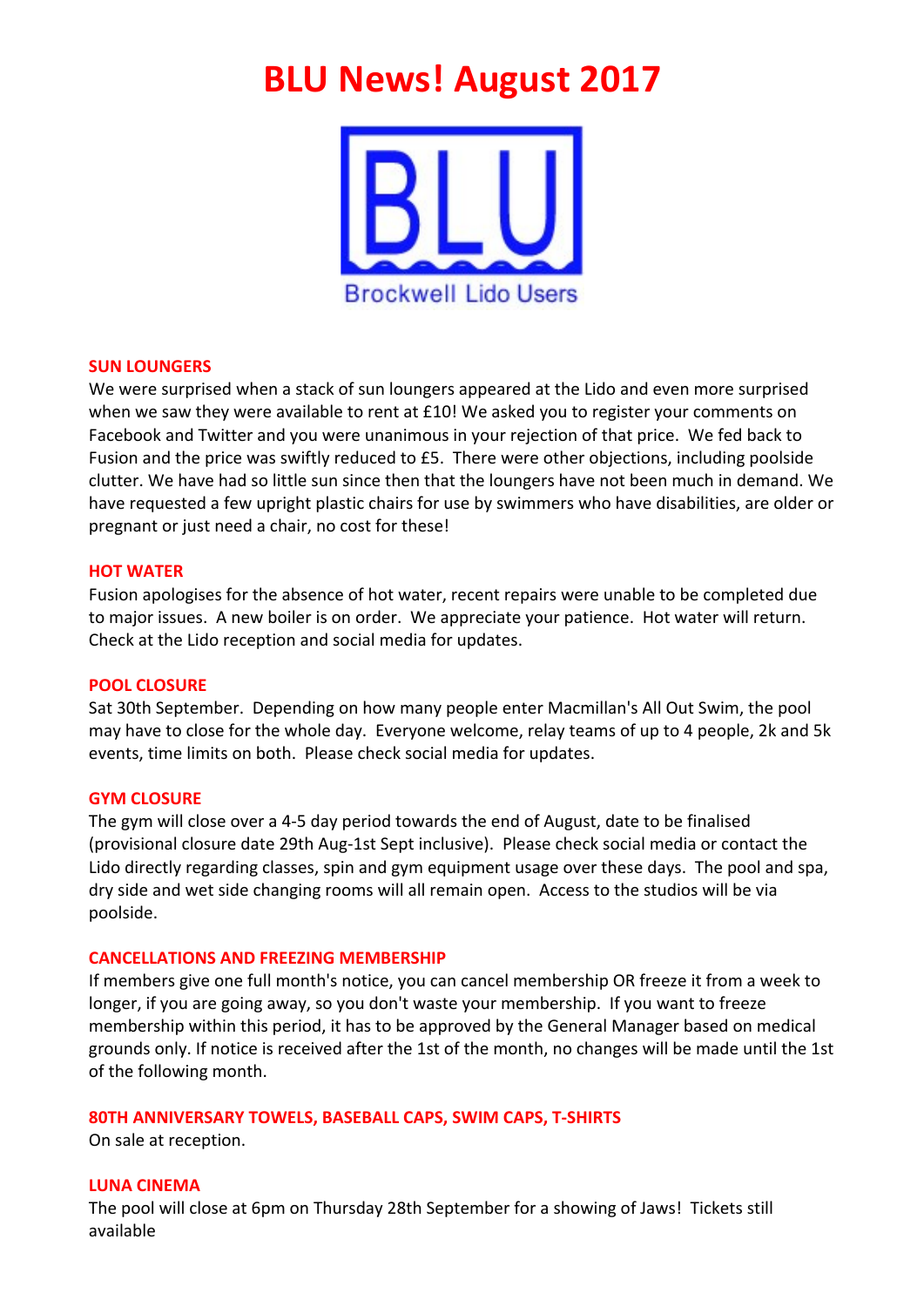# BLU News! August 2017

Brockwell Lido Users

## SUN LOUNGERS

We were surprised when a stack of sun loungers appeared at the Lido and even more surprised when we saw they were available to rent at £10! We asked you to register your comments on Facebook and Twitter and you were unanimous in your rejection of that price. We fed back to Fusion and the price was swiftly reduced to £5. There were other objections, including poolside clutter. We have had so little sun since then that the loungers have not been much in demand. We have requested a few upright plastic chairs for use by swimmers who have disabilities, are older or pregnant or just need a chair, no cost for these!

## HOT WATER

Fusion apologises for the absence of hot water, recent repairs were unable to be completed due to major issues. A new boiler is on order. We appreciate your patience. Hot water will return. Check at the Lido reception and social media for updates.

## POOL CLOSURE

Sat 30th September. Depending on how many people enter Macmillan's All Out Swim, the pool may have to close for the whole day. Everyone welcome, relay teams of up to 4 people, 2k and 5k events, time limits on both. Please check social media for updates.

## GYM CLOSURE

The gym will close over a 4-5 day period towards the end of August, date to be finalised (provisional closure date 29th Aug-1st Sept inclusive). Please check social media or contact the Lido directly regarding classes, spin and gym equipment usage over these days. The pool and spa, dry side and wet side changing rooms will all remain open. Access to the studios will be via poolside.

## CANCELLATIONS AND FREEZING MEMBERSHIP

If members give one full month's notice, you can cancel membership OR freeze it from a week to longer, if you are going away, so you don't waste your membership. If you want to freeze membership within this period, it has to be approved by the General Manager based on medical grounds only. If notice is received after the 1st of the month, no changes will be made until the 1st of the following month.

## 80TH ANNIVERSARY TOWELS, BASEBALL CAPS, SWIM CAPS, T-SHIRTS

On sale at reception.

## LUNA CINEMA

The pool will close at 6pm on Thursday 28th September for a showing of Jaws! Tickets still available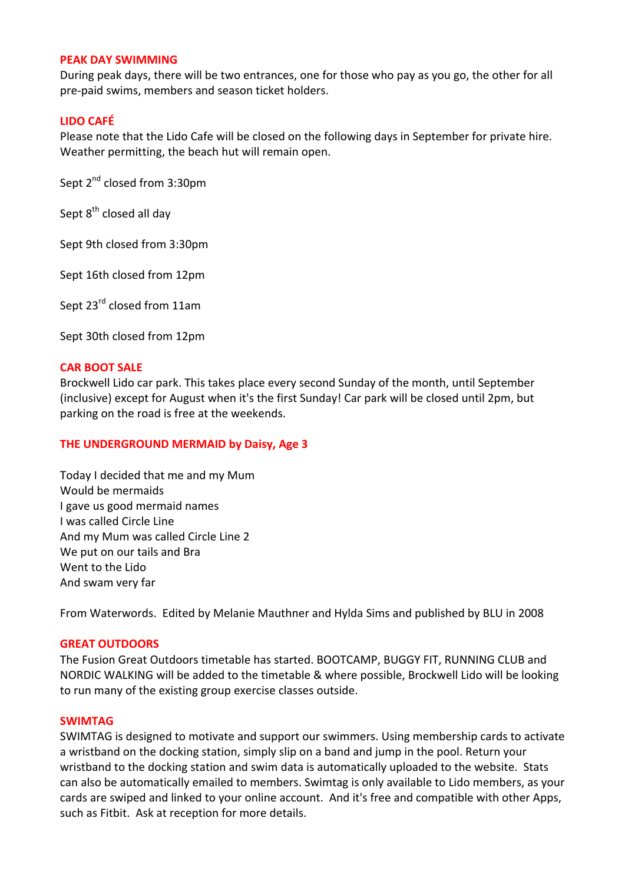## PEAK DAY SWIMMING

During peak days, there will be two entrances, one for those who pay as you go, the other for all pre-paid swims, members and season ticket holders.

## LIDO CAFÉ

Please note that the Lido Cafe will be closed on the following days in September for private hire. Weather permitting, the beach hut will remain open.

Sept 2nd closed from 3:30pm

Sept 8th closed all day

Sept 9th closed from 3:30pm

Sept 16th closed from 12pm

Sept 23rd closed from 11am

Sept 30th closed from 12pm

## CAR BOOT SALE

Brockwell Lido car park. This takes place every second Sunday of the month, until September (inclusive) except for August when it's the first Sunday! Car park will be closed until 2pm, but parking on the road is free at the weekends.

## THE UNDERGROUND MERMAID by Daisy, Age 3

Today I decided that me and my Mum
Would be mermaids
I gave us good mermaid names
I was called Circle Line
And my Mum was called Circle Line 2
We put on our tails and Bra
Went to the Lido
And swam very far

From Waterwords. Edited by Melanie Mauthner and Hylda Sims and published by BLU in 2008

## GREAT OUTDOORS

The Fusion Great Outdoors timetable has started. BOOTCAMP, BUGGY FIT, RUNNING CLUB and NORDIC WALKING will be added to the timetable & where possible, Brockwell Lido will be looking to run many of the existing group exercise classes outside.

## SWIMTAG

SWIMTAG is designed to motivate and support our swimmers. Using membership cards to activate a wristband on the docking station, simply slip on a band and jump in the pool. Return your wristband to the docking station and swim data is automatically uploaded to the website. Stats can also be automatically emailed to members. Swimtag is only available to Lido members, as your cards are swiped and linked to your online account. And it's free and compatible with other Apps, such as Fitbit. Ask at reception for more details.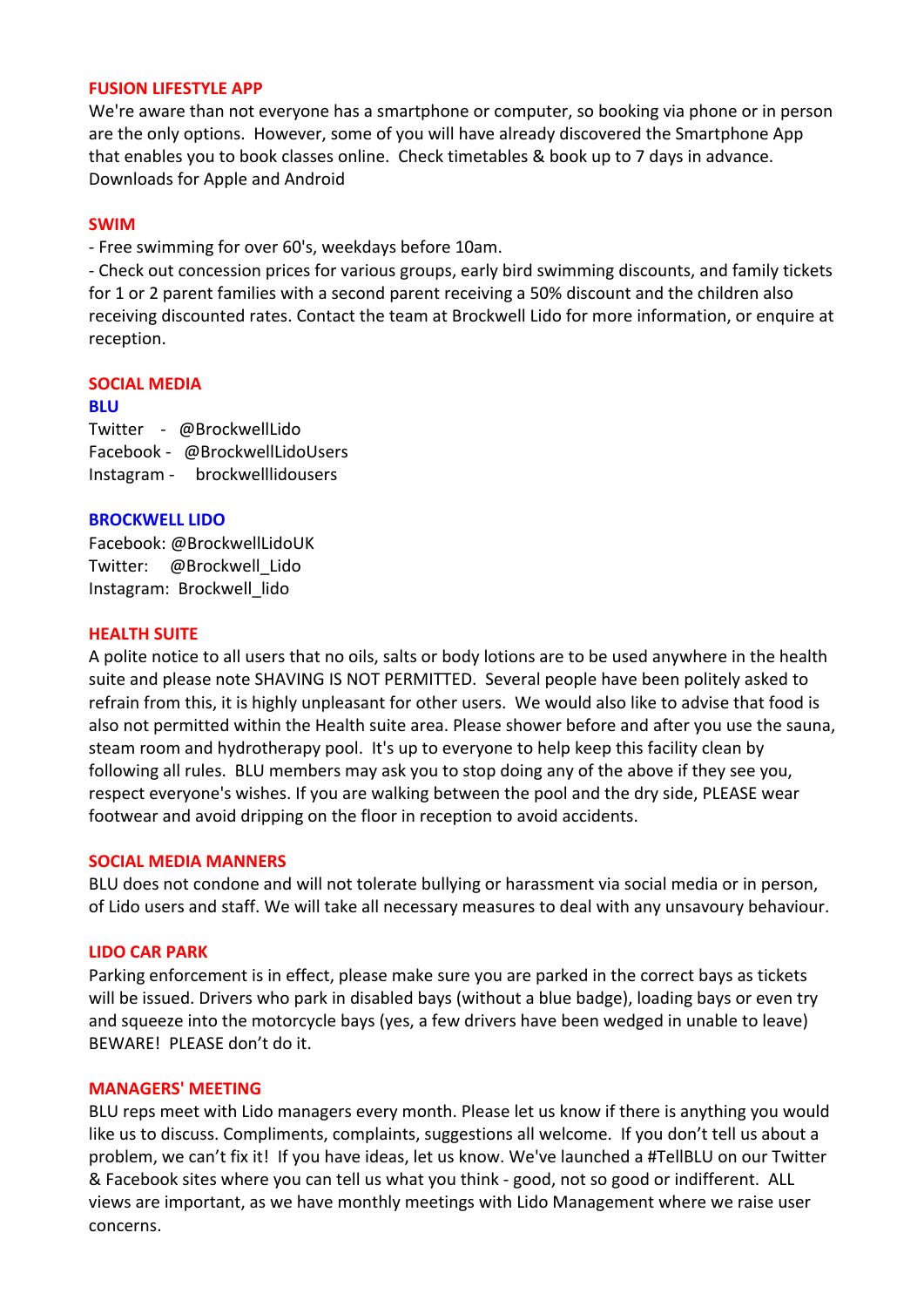## FUSION LIFESTYLE APP

We're aware than not everyone has a smartphone or computer, so booking via phone or in person are the only options. However, some of you will have already discovered the Smartphone App that enables you to book classes online. Check timetables & book up to 7 days in advance. Downloads for Apple and Android

## SWIM

- Free swimming for over 60's, weekdays before 10am.
- Check out concession prices for various groups, early bird swimming discounts, and family tickets for 1 or 2 parent families with a second parent receiving a 50% discount and the children also receiving discounted rates. Contact the team at Brockwell Lido for more information, or enquire at reception.

## SOCIAL MEDIA

### BLU

Twitter - @BrockwellLido
Facebook - @BrockwellLidoUsers
Instagram - brockwelllidousers

### BROCKWELL LIDO

Facebook: @BrockwellLidoUK
Twitter: @Brockwell_Lido
Instagram: Brockwell_lido

## HEALTH SUITE

A polite notice to all users that no oils, salts or body lotions are to be used anywhere in the health suite and please note SHAVING IS NOT PERMITTED. Several people have been politely asked to refrain from this, it is highly unpleasant for other users. We would also like to advise that food is also not permitted within the Health suite area. Please shower before and after you use the sauna, steam room and hydrotherapy pool. It's up to everyone to help keep this facility clean by following all rules. BLU members may ask you to stop doing any of the above if they see you, respect everyone's wishes. If you are walking between the pool and the dry side, PLEASE wear footwear and avoid dripping on the floor in reception to avoid accidents.

## SOCIAL MEDIA MANNERS

BLU does not condone and will not tolerate bullying or harassment via social media or in person, of Lido users and staff. We will take all necessary measures to deal with any unsavoury behaviour.

## LIDO CAR PARK

Parking enforcement is in effect, please make sure you are parked in the correct bays as tickets will be issued. Drivers who park in disabled bays (without a blue badge), loading bays or even try and squeeze into the motorcycle bays (yes, a few drivers have been wedged in unable to leave) BEWARE! PLEASE don't do it.

## MANAGERS' MEETING

BLU reps meet with Lido managers every month. Please let us know if there is anything you would like us to discuss. Compliments, complaints, suggestions all welcome. If you don't tell us about a problem, we can't fix it! If you have ideas, let us know. We've launched a #TellBLU on our Twitter & Facebook sites where you can tell us what you think - good, not so good or indifferent. ALL views are important, as we have monthly meetings with Lido Management where we raise user concerns.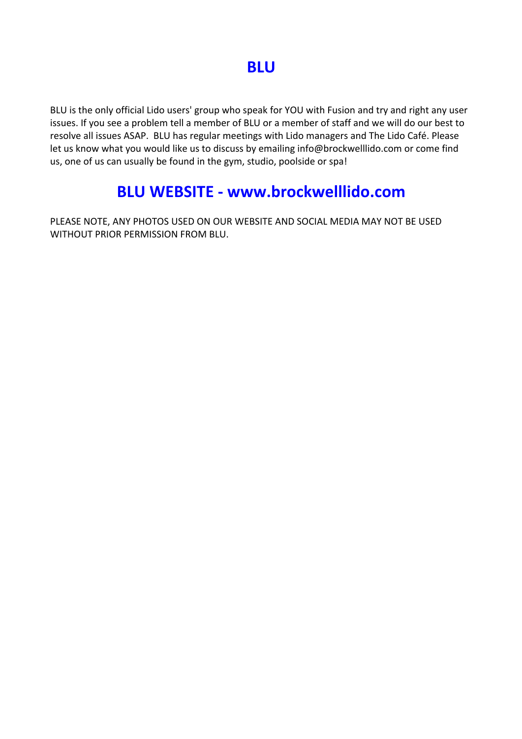# BLU

BLU is the only official Lido users' group who speak for YOU with Fusion and try and right any user issues. If you see a problem tell a member of BLU or a member of staff and we will do our best to resolve all issues ASAP. BLU has regular meetings with Lido managers and The Lido Café. Please let us know what you would like us to discuss by emailing info@brockwelllido.com or come find us, one of us can usually be found in the gym, studio, poolside or spa!

## BLU WEBSITE - www.brockwelllido.com

PLEASE NOTE, ANY PHOTOS USED ON OUR WEBSITE AND SOCIAL MEDIA MAY NOT BE USED WITHOUT PRIOR PERMISSION FROM BLU.